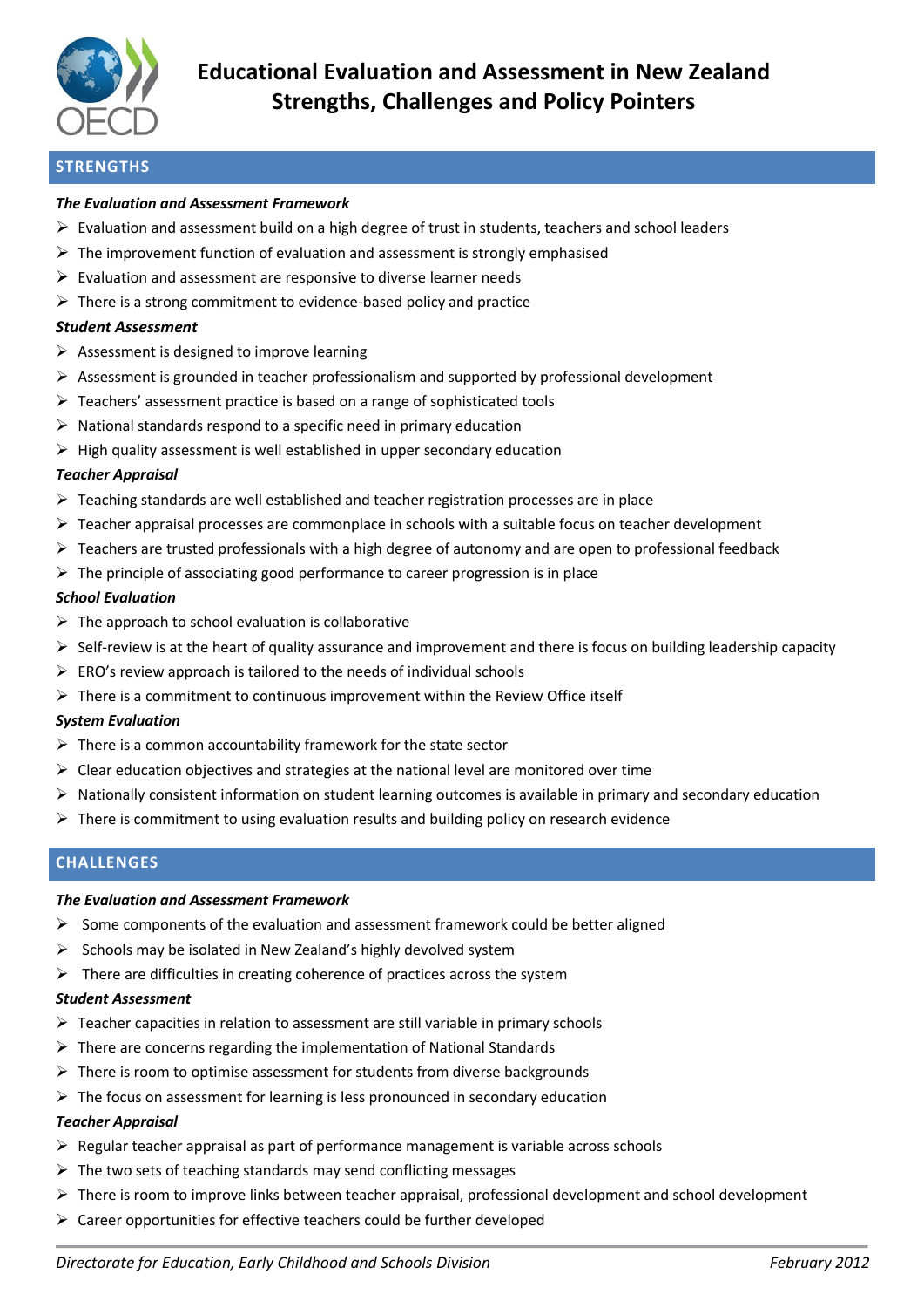# Educational Evaluation and Assessment in New Zealand
# Strengths, Challenges and Policy Pointers

## STRENGTHS

***The Evaluation and Assessment Framework***

- Evaluation and assessment build on a high degree of trust in students, teachers and school leaders
- The improvement function of evaluation and assessment is strongly emphasised
- Evaluation and assessment are responsive to diverse learner needs
- There is a strong commitment to evidence-based policy and practice

***Student Assessment***

- Assessment is designed to improve learning
- Assessment is grounded in teacher professionalism and supported by professional development
- Teachers' assessment practice is based on a range of sophisticated tools
- National standards respond to a specific need in primary education
- High quality assessment is well established in upper secondary education

***Teacher Appraisal***

- Teaching standards are well established and teacher registration processes are in place
- Teacher appraisal processes are commonplace in schools with a suitable focus on teacher development
- Teachers are trusted professionals with a high degree of autonomy and are open to professional feedback
- The principle of associating good performance to career progression is in place

***School Evaluation***

- The approach to school evaluation is collaborative
- Self-review is at the heart of quality assurance and improvement and there is focus on building leadership capacity
- ERO's review approach is tailored to the needs of individual schools
- There is a commitment to continuous improvement within the Review Office itself

***System Evaluation***

- There is a common accountability framework for the state sector
- Clear education objectives and strategies at the national level are monitored over time
- Nationally consistent information on student learning outcomes is available in primary and secondary education
- There is commitment to using evaluation results and building policy on research evidence

## CHALLENGES

***The Evaluation and Assessment Framework***

- Some components of the evaluation and assessment framework could be better aligned
- Schools may be isolated in New Zealand's highly devolved system
- There are difficulties in creating coherence of practices across the system

***Student Assessment***

- Teacher capacities in relation to assessment are still variable in primary schools
- There are concerns regarding the implementation of National Standards
- There is room to optimise assessment for students from diverse backgrounds
- The focus on assessment for learning is less pronounced in secondary education

***Teacher Appraisal***

- Regular teacher appraisal as part of performance management is variable across schools
- The two sets of teaching standards may send conflicting messages
- There is room to improve links between teacher appraisal, professional development and school development
- Career opportunities for effective teachers could be further developed

*Directorate for Education, Early Childhood and Schools Division* *February 2012*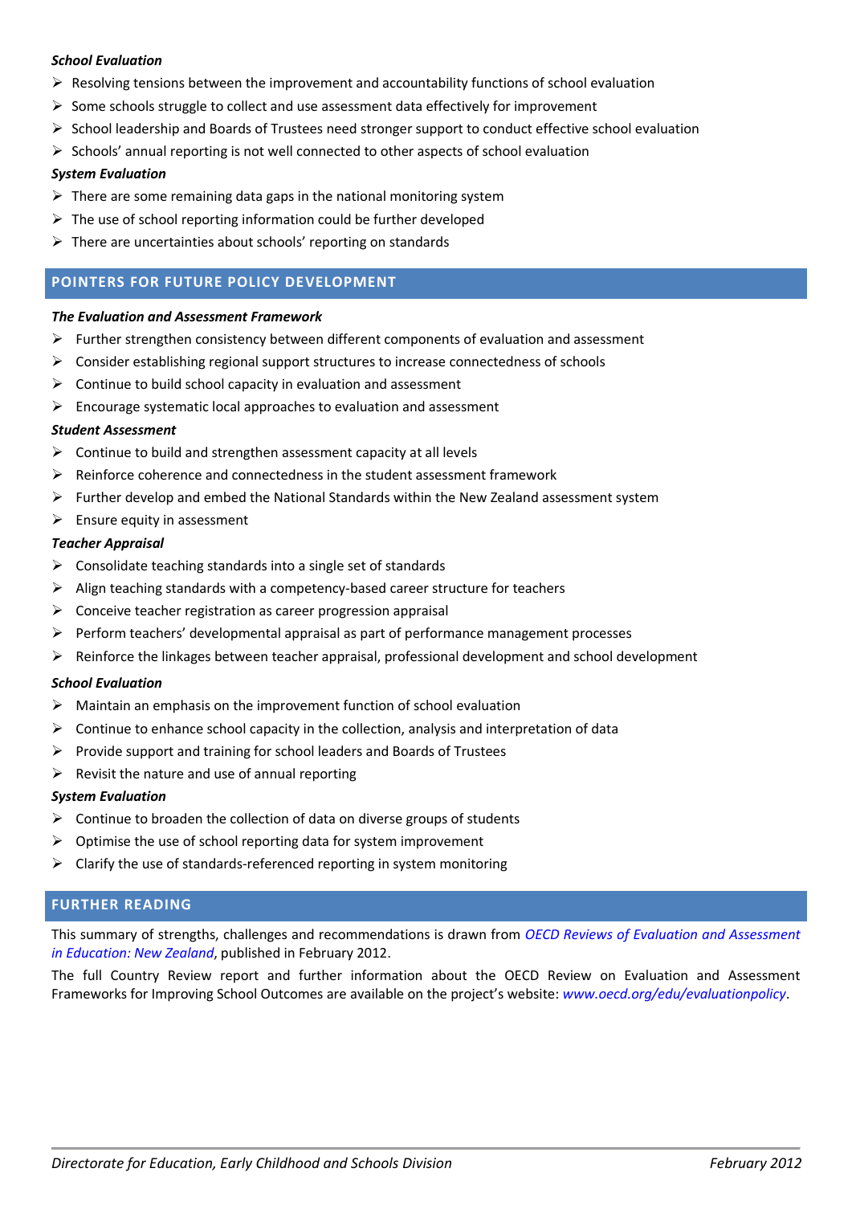***School Evaluation***

- Resolving tensions between the improvement and accountability functions of school evaluation
- Some schools struggle to collect and use assessment data effectively for improvement
- School leadership and Boards of Trustees need stronger support to conduct effective school evaluation
- Schools' annual reporting is not well connected to other aspects of school evaluation

***System Evaluation***

- There are some remaining data gaps in the national monitoring system
- The use of school reporting information could be further developed
- There are uncertainties about schools' reporting on standards

## POINTERS FOR FUTURE POLICY DEVELOPMENT

***The Evaluation and Assessment Framework***

- Further strengthen consistency between different components of evaluation and assessment
- Consider establishing regional support structures to increase connectedness of schools
- Continue to build school capacity in evaluation and assessment
- Encourage systematic local approaches to evaluation and assessment

***Student Assessment***

- Continue to build and strengthen assessment capacity at all levels
- Reinforce coherence and connectedness in the student assessment framework
- Further develop and embed the National Standards within the New Zealand assessment system
- Ensure equity in assessment

***Teacher Appraisal***

- Consolidate teaching standards into a single set of standards
- Align teaching standards with a competency-based career structure for teachers
- Conceive teacher registration as career progression appraisal
- Perform teachers' developmental appraisal as part of performance management processes
- Reinforce the linkages between teacher appraisal, professional development and school development

***School Evaluation***

- Maintain an emphasis on the improvement function of school evaluation
- Continue to enhance school capacity in the collection, analysis and interpretation of data
- Provide support and training for school leaders and Boards of Trustees
- Revisit the nature and use of annual reporting

***System Evaluation***

- Continue to broaden the collection of data on diverse groups of students
- Optimise the use of school reporting data for system improvement
- Clarify the use of standards-referenced reporting in system monitoring

## FURTHER READING

This summary of strengths, challenges and recommendations is drawn from *OECD Reviews of Evaluation and Assessment in Education: New Zealand*, published in February 2012.

The full Country Review report and further information about the OECD Review on Evaluation and Assessment Frameworks for Improving School Outcomes are available on the project's website: *www.oecd.org/edu/evaluationpolicy*.